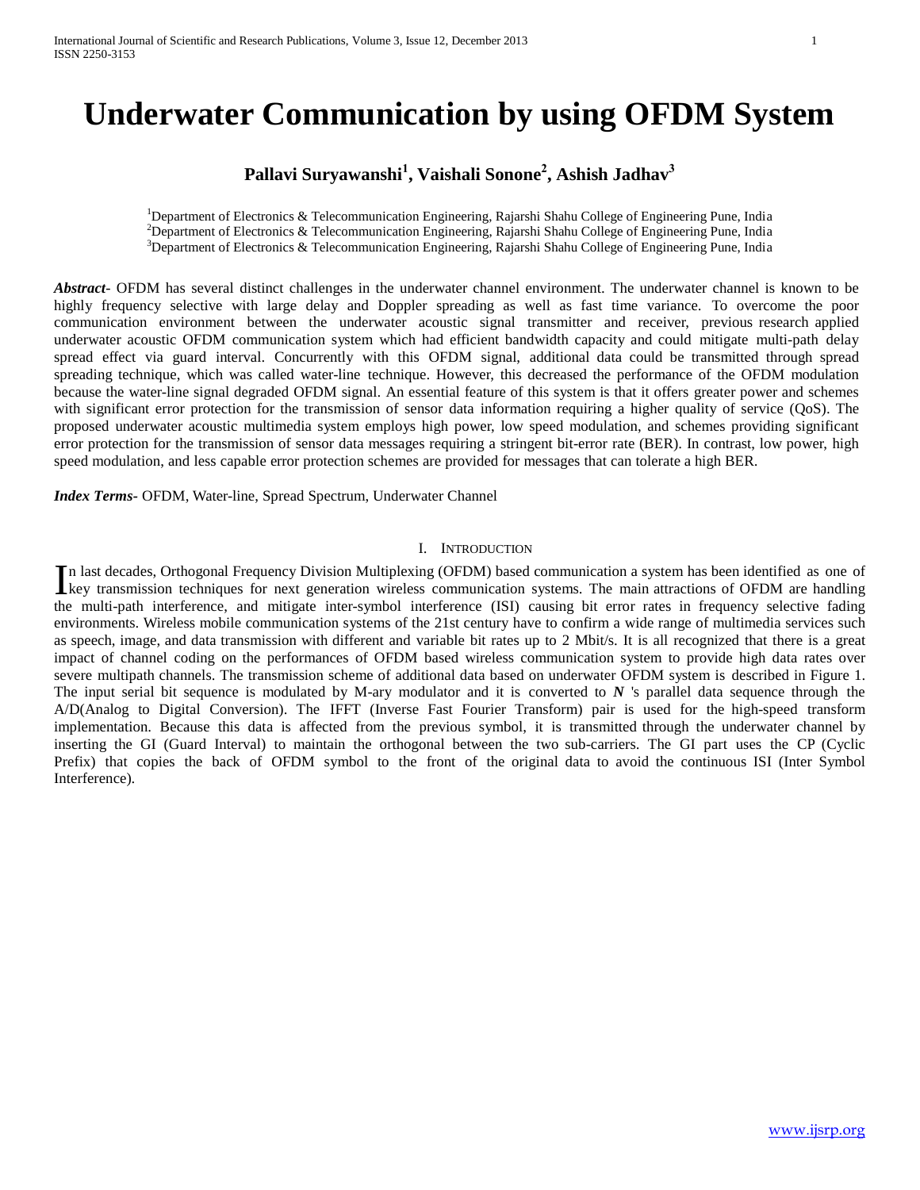# Underwater Communication by using OFDM System

**Pallavi Suryawanshi[1], Vaishali Sonone[2], Ashish Jadhav[3]**

[1]Department of Electronics & Telecommunication Engineering, Rajarshi Shahu College of Engineering Pune, India
[2]Department of Electronics & Telecommunication Engineering, Rajarshi Shahu College of Engineering Pune, India
[3]Department of Electronics & Telecommunication Engineering, Rajarshi Shahu College of Engineering Pune, India

***Abstract***- OFDM has several distinct challenges in the underwater channel environment. The underwater channel is known to be highly frequency selective with large delay and Doppler spreading as well as fast time variance. To overcome the poor communication environment between the underwater acoustic signal transmitter and receiver, previous research applied underwater acoustic OFDM communication system which had efficient bandwidth capacity and could mitigate multi-path delay spread effect via guard interval. Concurrently with this OFDM signal, additional data could be transmitted through spread spreading technique, which was called water-line technique. However, this decreased the performance of the OFDM modulation because the water-line signal degraded OFDM signal. An essential feature of this system is that it offers greater power and schemes with significant error protection for the transmission of sensor data information requiring a higher quality of service (QoS). The proposed underwater acoustic multimedia system employs high power, low speed modulation, and schemes providing significant error protection for the transmission of sensor data messages requiring a stringent bit-error rate (BER). In contrast, low power, high speed modulation, and less capable error protection schemes are provided for messages that can tolerate a high BER.

***Index Terms***- OFDM, Water-line, Spread Spectrum, Underwater Channel

## I. Introduction

In last decades, Orthogonal Frequency Division Multiplexing (OFDM) based communication a system has been identified as one of key transmission techniques for next generation wireless communication systems. The main attractions of OFDM are handling the multi-path interference, and mitigate inter-symbol interference (ISI) causing bit error rates in frequency selective fading environments. Wireless mobile communication systems of the 21st century have to confirm a wide range of multimedia services such as speech, image, and data transmission with different and variable bit rates up to 2 Mbit/s. It is all recognized that there is a great impact of channel coding on the performances of OFDM based wireless communication system to provide high data rates over severe multipath channels. The transmission scheme of additional data based on underwater OFDM system is described in Figure 1. The input serial bit sequence is modulated by M-ary modulator and it is converted to $N$ 's parallel data sequence through the A/D(Analog to Digital Conversion). The IFFT (Inverse Fast Fourier Transform) pair is used for the high-speed transform implementation. Because this data is affected from the previous symbol, it is transmitted through the underwater channel by inserting the GI (Guard Interval) to maintain the orthogonal between the two sub-carriers. The GI part uses the CP (Cyclic Prefix) that copies the back of OFDM symbol to the front of the original data to avoid the continuous ISI (Inter Symbol Interference).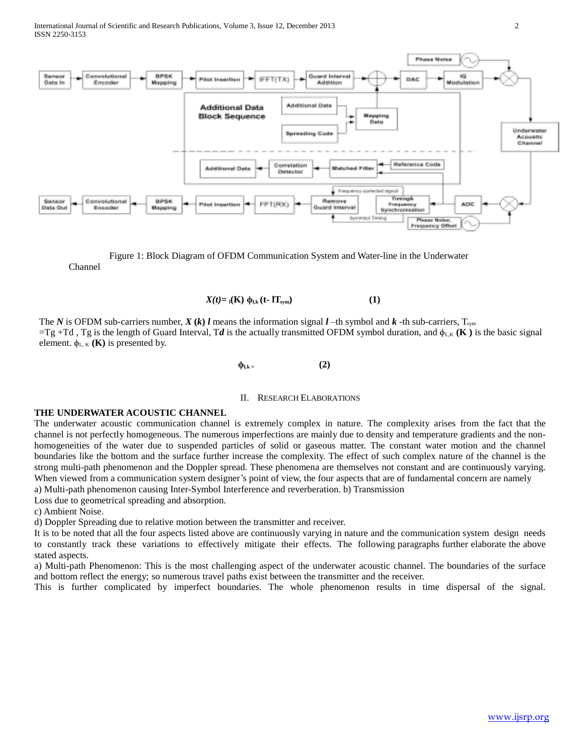Figure 1: Block Diagram of OFDM Communication System and Water-line in the Underwater Channel

$$X(t) = {}_{l}(K)\ \phi_{l,k}(t - lT_{sym}) \qquad (1)$$

The $N$ is OFDM sub-carriers number, $X(k)\ l$ means the information signal $l$ –th symbol and $k$ -th sub-carriers, $T_{sym} = Tg + Td$ , Tg is the length of Guard Interval, $Td$ is the actually transmitted OFDM symbol duration, and $\phi_{L,K}$ **(K )** is the basic signal element. $\phi_{L,K}$ **(K)** is presented by.

$$\phi_{l,k} = \qquad (2)$$

## II. Research Elaborations

### THE UNDERWATER ACOUSTIC CHANNEL

The underwater acoustic communication channel is extremely complex in nature. The complexity arises from the fact that the channel is not perfectly homogeneous. The numerous imperfections are mainly due to density and temperature gradients and the non-homogeneities of the water due to suspended particles of solid or gaseous matter. The constant water motion and the channel boundaries like the bottom and the surface further increase the complexity. The effect of such complex nature of the channel is the strong multi-path phenomenon and the Doppler spread. These phenomena are themselves not constant and are continuously varying. When viewed from a communication system designer's point of view, the four aspects that are of fundamental concern are namely

a) Multi-path phenomenon causing Inter-Symbol Interference and reverberation. b) Transmission Loss due to geometrical spreading and absorption.

c) Ambient Noise.

d) Doppler Spreading due to relative motion between the transmitter and receiver.

It is to be noted that all the four aspects listed above are continuously varying in nature and the communication system design needs to constantly track these variations to effectively mitigate their effects. The following paragraphs further elaborate the above stated aspects.

a) Multi-path Phenomenon: This is the most challenging aspect of the underwater acoustic channel. The boundaries of the surface and bottom reflect the energy; so numerous travel paths exist between the transmitter and the receiver.

This is further complicated by imperfect boundaries. The whole phenomenon results in time dispersal of the signal.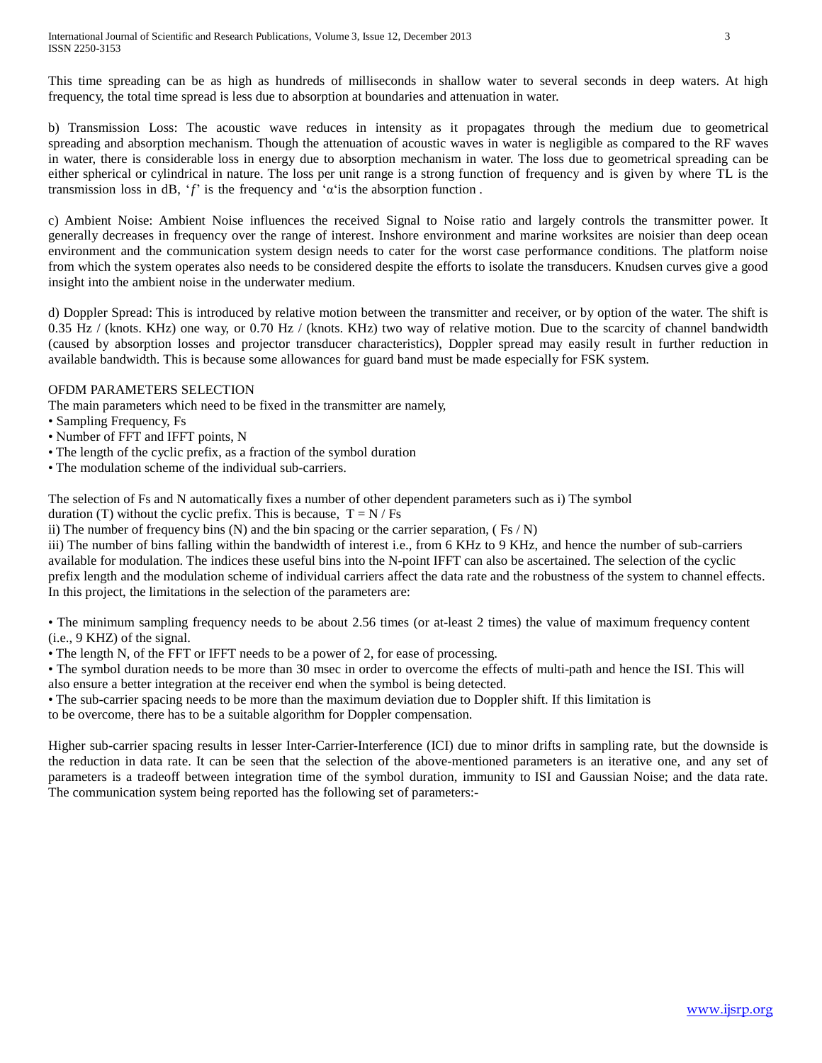This time spreading can be as high as hundreds of milliseconds in shallow water to several seconds in deep waters. At high frequency, the total time spread is less due to absorption at boundaries and attenuation in water.

b) Transmission Loss: The acoustic wave reduces in intensity as it propagates through the medium due to geometrical spreading and absorption mechanism. Though the attenuation of acoustic waves in water is negligible as compared to the RF waves in water, there is considerable loss in energy due to absorption mechanism in water. The loss due to geometrical spreading can be either spherical or cylindrical in nature. The loss per unit range is a strong function of frequency and is given by where TL is the transmission loss in dB, '$f$' is the frequency and '$\alpha$'is the absorption function .

c) Ambient Noise: Ambient Noise influences the received Signal to Noise ratio and largely controls the transmitter power. It generally decreases in frequency over the range of interest. Inshore environment and marine worksites are noisier than deep ocean environment and the communication system design needs to cater for the worst case performance conditions. The platform noise from which the system operates also needs to be considered despite the efforts to isolate the transducers. Knudsen curves give a good insight into the ambient noise in the underwater medium.

d) Doppler Spread: This is introduced by relative motion between the transmitter and receiver, or by option of the water. The shift is 0.35 Hz / (knots. KHz) one way, or 0.70 Hz / (knots. KHz) two way of relative motion. Due to the scarcity of channel bandwidth (caused by absorption losses and projector transducer characteristics), Doppler spread may easily result in further reduction in available bandwidth. This is because some allowances for guard band must be made especially for FSK system.

## OFDM PARAMETERS SELECTION

The main parameters which need to be fixed in the transmitter are namely,

- Sampling Frequency, Fs
- Number of FFT and IFFT points, N
- The length of the cyclic prefix, as a fraction of the symbol duration
- The modulation scheme of the individual sub-carriers.

The selection of Fs and N automatically fixes a number of other dependent parameters such as i) The symbol duration (T) without the cyclic prefix. This is because, $T = N / Fs$

ii) The number of frequency bins (N) and the bin spacing or the carrier separation, ( $Fs / N$)

iii) The number of bins falling within the bandwidth of interest i.e., from 6 KHz to 9 KHz, and hence the number of sub-carriers available for modulation. The indices these useful bins into the N-point IFFT can also be ascertained. The selection of the cyclic prefix length and the modulation scheme of individual carriers affect the data rate and the robustness of the system to channel effects. In this project, the limitations in the selection of the parameters are:

- The minimum sampling frequency needs to be about 2.56 times (or at-least 2 times) the value of maximum frequency content (i.e., 9 KHZ) of the signal.
- The length N, of the FFT or IFFT needs to be a power of 2, for ease of processing.
- The symbol duration needs to be more than 30 msec in order to overcome the effects of multi-path and hence the ISI. This will also ensure a better integration at the receiver end when the symbol is being detected.
- The sub-carrier spacing needs to be more than the maximum deviation due to Doppler shift. If this limitation is to be overcome, there has to be a suitable algorithm for Doppler compensation.

Higher sub-carrier spacing results in lesser Inter-Carrier-Interference (ICI) due to minor drifts in sampling rate, but the downside is the reduction in data rate. It can be seen that the selection of the above-mentioned parameters is an iterative one, and any set of parameters is a tradeoff between integration time of the symbol duration, immunity to ISI and Gaussian Noise; and the data rate. The communication system being reported has the following set of parameters:-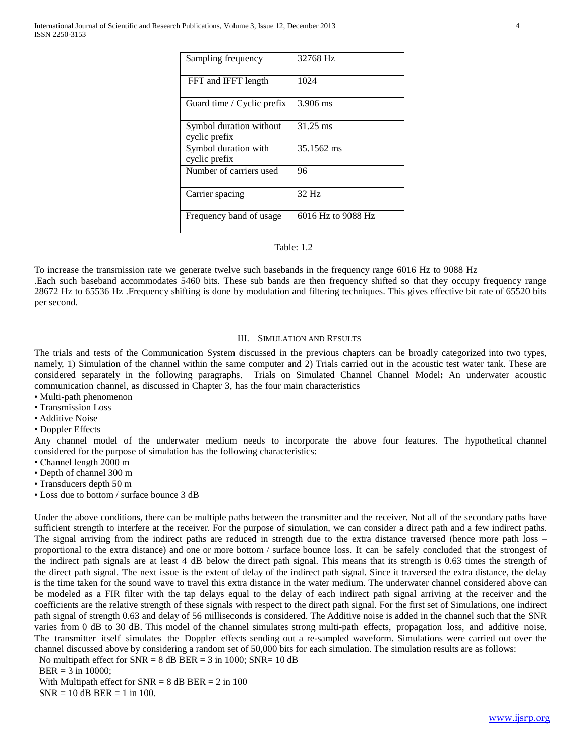| Sampling frequency | 32768 Hz |
|---|---|
| FFT and IFFT length | 1024 |
| Guard time / Cyclic prefix | 3.906 ms |
| Symbol duration without cyclic prefix | 31.25 ms |
| Symbol duration with cyclic prefix | 35.1562 ms |
| Number of carriers used | 96 |
| Carrier spacing | 32 Hz |
| Frequency band of usage | 6016 Hz to 9088 Hz |

Table: 1.2

To increase the transmission rate we generate twelve such basebands in the frequency range 6016 Hz to 9088 Hz .Each such baseband accommodates 5460 bits. These sub bands are then frequency shifted so that they occupy frequency range 28672 Hz to 65536 Hz .Frequency shifting is done by modulation and filtering techniques. This gives effective bit rate of 65520 bits per second.

## III. Simulation and Results

The trials and tests of the Communication System discussed in the previous chapters can be broadly categorized into two types, namely, 1) Simulation of the channel within the same computer and 2) Trials carried out in the acoustic test water tank. These are considered separately in the following paragraphs. Trials on Simulated Channel Channel Model**:** An underwater acoustic communication channel, as discussed in Chapter 3, has the four main characteristics

- Multi-path phenomenon
- Transmission Loss
- Additive Noise
- Doppler Effects

Any channel model of the underwater medium needs to incorporate the above four features. The hypothetical channel considered for the purpose of simulation has the following characteristics:

- Channel length 2000 m
- Depth of channel 300 m
- Transducers depth 50 m
- Loss due to bottom / surface bounce 3 dB

Under the above conditions, there can be multiple paths between the transmitter and the receiver. Not all of the secondary paths have sufficient strength to interfere at the receiver. For the purpose of simulation, we can consider a direct path and a few indirect paths. The signal arriving from the indirect paths are reduced in strength due to the extra distance traversed (hence more path loss – proportional to the extra distance) and one or more bottom / surface bounce loss. It can be safely concluded that the strongest of the indirect path signals are at least 4 dB below the direct path signal. This means that its strength is 0.63 times the strength of the direct path signal. The next issue is the extent of delay of the indirect path signal. Since it traversed the extra distance, the delay is the time taken for the sound wave to travel this extra distance in the water medium. The underwater channel considered above can be modeled as a FIR filter with the tap delays equal to the delay of each indirect path signal arriving at the receiver and the coefficients are the relative strength of these signals with respect to the direct path signal. For the first set of Simulations, one indirect path signal of strength 0.63 and delay of 56 milliseconds is considered. The Additive noise is added in the channel such that the SNR varies from 0 dB to 30 dB. This model of the channel simulates strong multi-path effects, propagation loss, and additive noise. The transmitter itself simulates the Doppler effects sending out a re-sampled waveform. Simulations were carried out over the channel discussed above by considering a random set of 50,000 bits for each simulation. The simulation results are as follows:

No multipath effect for SNR = 8 dB BER = 3 in 1000; SNR= 10 dB BER = 3 in 10000;

With Multipath effect for SNR = 8 dB BER = 2 in 100 SNR = 10 dB BER = 1 in 100.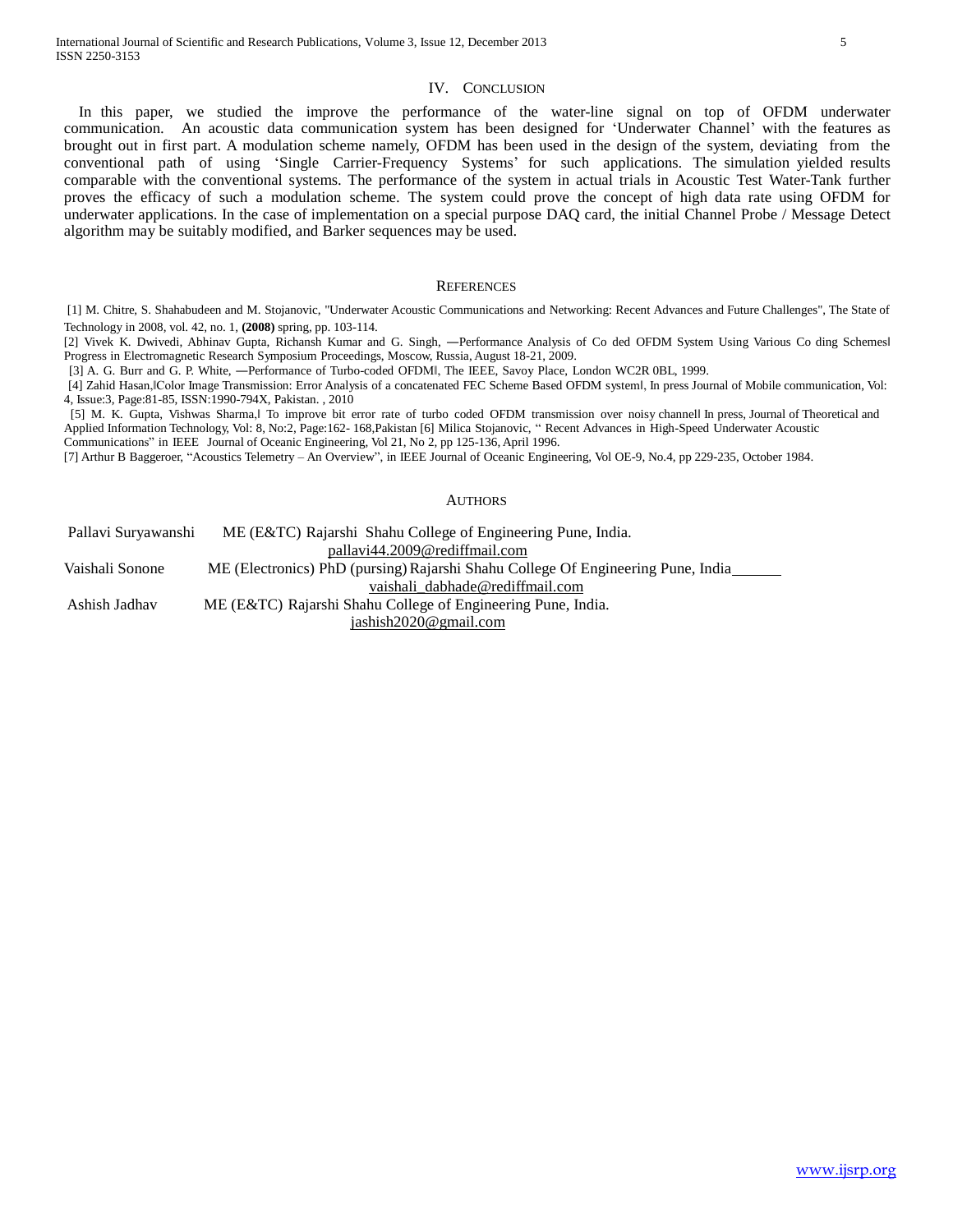## IV. CONCLUSION

In this paper, we studied the improve the performance of the water-line signal on top of OFDM underwater communication. An acoustic data communication system has been designed for 'Underwater Channel' with the features as brought out in first part. A modulation scheme namely, OFDM has been used in the design of the system, deviating from the conventional path of using 'Single Carrier-Frequency Systems' for such applications. The simulation yielded results comparable with the conventional systems. The performance of the system in actual trials in Acoustic Test Water-Tank further proves the efficacy of such a modulation scheme. The system could prove the concept of high data rate using OFDM for underwater applications. In the case of implementation on a special purpose DAQ card, the initial Channel Probe / Message Detect algorithm may be suitably modified, and Barker sequences may be used.

## REFERENCES

[1] M. Chitre, S. Shahabudeen and M. Stojanovic, "Underwater Acoustic Communications and Networking: Recent Advances and Future Challenges", The State of Technology in 2008, vol. 42, no. 1, **(2008)** spring, pp. 103-114.

[2] Vivek K. Dwivedi, Abhinav Gupta, Richansh Kumar and G. Singh, ―Performance Analysis of Co ded OFDM System Using Various Co ding Schemes‖ Progress in Electromagnetic Research Symposium Proceedings, Moscow, Russia, August 18-21, 2009.

[3] A. G. Burr and G. P. White, ―Performance of Turbo-coded OFDM‖, The IEEE, Savoy Place, London WC2R 0BL, 1999.

[4] Zahid Hasan,‖Color Image Transmission: Error Analysis of a concatenated FEC Scheme Based OFDM system‖, In press Journal of Mobile communication, Vol: 4, Issue:3, Page:81-85, ISSN:1990-794X, Pakistan. , 2010

[5] M. K. Gupta, Vishwas Sharma,‖ To improve bit error rate of turbo coded OFDM transmission over noisy channel‖ In press, Journal of Theoretical and Applied Information Technology, Vol: 8, No:2, Page:162- 168,Pakistan [6] Milica Stojanovic, " Recent Advances in High-Speed Underwater Acoustic Communications" in IEEE Journal of Oceanic Engineering, Vol 21, No 2, pp 125-136, April 1996.

[7] Arthur B Baggeroer, "Acoustics Telemetry – An Overview", in IEEE Journal of Oceanic Engineering, Vol OE-9, No.4, pp 229-235, October 1984.

## AUTHORS

Pallavi Suryawanshi ME (E&TC) Rajarshi Shahu College of Engineering Pune, India.
pallavi44.2009@rediffmail.com

Vaishali Sonone ME (Electronics) PhD (pursing) Rajarshi Shahu College Of Engineering Pune, India
vaishali_dabhade@rediffmail.com

Ashish Jadhav ME (E&TC) Rajarshi Shahu College of Engineering Pune, India.
jashish2020@gmail.com